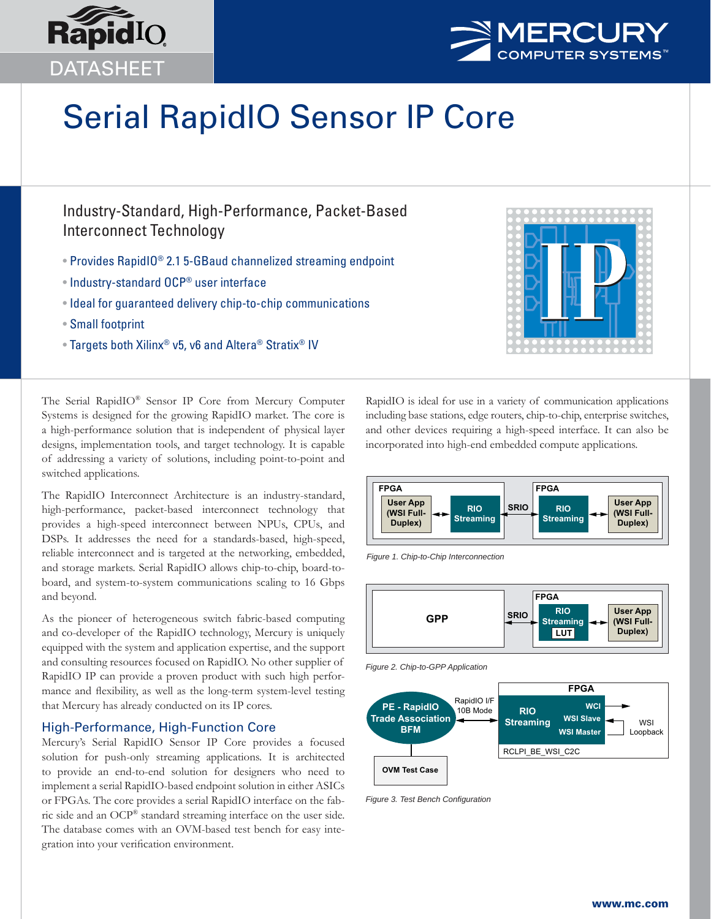RapidIO DATASHEET

MERCURY COMPUTER SYSTEMS™

# Serial RapidIO Sensor IP Core

## Industry-Standard, High-Performance, Packet-Based Interconnect Technology

- Provides RapidIO® 2.1 5-GBaud channelized streaming endpoint
- Industry-standard OCP® user interface
- Ideal for guaranteed delivery chip-to-chip communications
- Small footprint
- Targets both Xilinx® v5, v6 and Altera® Stratix® IV

The Serial RapidIO® Sensor IP Core from Mercury Computer Systems is designed for the growing RapidIO market. The core is a high-performance solution that is independent of physical layer designs, implementation tools, and target technology. It is capable of addressing a variety of solutions, including point-to-point and switched applications.

The RapidIO Interconnect Architecture is an industry-standard, high-performance, packet-based interconnect technology that provides a high-speed interconnect between NPUs, CPUs, and DSPs. It addresses the need for a standards-based, high-speed, reliable interconnect and is targeted at the networking, embedded, and storage markets. Serial RapidIO allows chip-to-chip, board-to-board, and system-to-system communications scaling to 16 Gbps and beyond.

As the pioneer of heterogeneous switch fabric-based computing and co-developer of the RapidIO technology, Mercury is uniquely equipped with the system and application expertise, and the support and consulting resources focused on RapidIO. No other supplier of RapidIO IP can provide a proven product with such high performance and flexibility, as well as the long-term system-level testing that Mercury has already conducted on its IP cores.

## High-Performance, High-Function Core

Mercury's Serial RapidIO Sensor IP Core provides a focused solution for push-only streaming applications. It is architected to provide an end-to-end solution for designers who need to implement a serial RapidIO-based endpoint solution in either ASICs or FPGAs. The core provides a serial RapidIO interface on the fabric side and an OCP® standard streaming interface on the user side. The database comes with an OVM-based test bench for easy integration into your verification environment.

RapidIO is ideal for use in a variety of communication applications including base stations, edge routers, chip-to-chip, enterprise switches, and other devices requiring a high-speed interface. It can also be incorporated into high-end embedded compute applications.

FPGA: User App (WSI Full-Duplex) ↔ RIO Streaming — SRIO — FPGA: RIO Streaming ↔ User App (WSI Full-Duplex)

*Figure 1. Chip-to-Chip Interconnection*

GPP — SRIO — FPGA: RIO Streaming (LUT) ↔ User App (WSI Full-Duplex)

*Figure 2. Chip-to-GPP Application*

PE - RapidIO Trade Association BFM — RapidIO I/F 10B Mode — FPGA: RIO Streaming (WCI, WSI Slave, WSI Master; WSI Loopback) RCLPI_BE_WSI_C2C; OVM Test Case

*Figure 3. Test Bench Configuration*

www.mc.com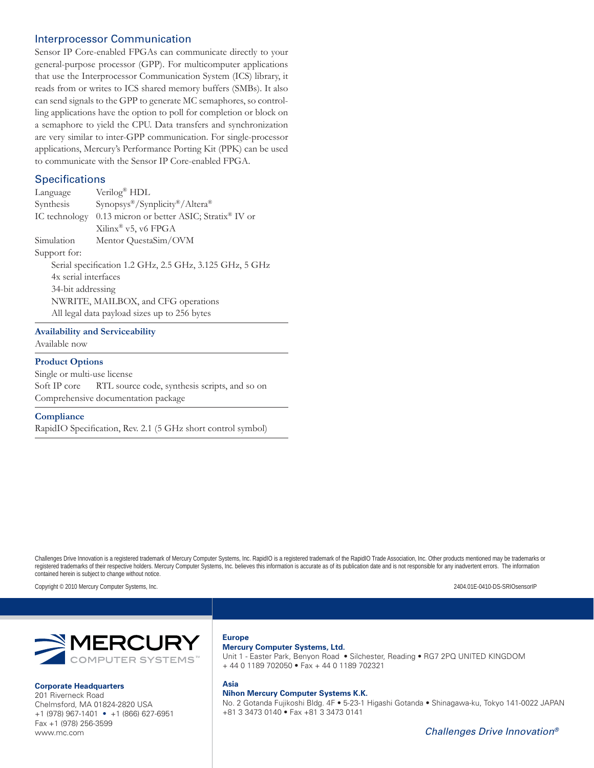## Interprocessor Communication

Sensor IP Core-enabled FPGAs can communicate directly to your general-purpose processor (GPP). For multicomputer applications that use the Interprocessor Communication System (ICS) library, it reads from or writes to ICS shared memory buffers (SMBs). It also can send signals to the GPP to generate MC semaphores, so controlling applications have the option to poll for completion or block on a semaphore to yield the CPU. Data transfers and synchronization are very similar to inter-GPP communication. For single-processor applications, Mercury's Performance Porting Kit (PPK) can be used to communicate with the Sensor IP Core-enabled FPGA.

## Specifications

| | |
|---|---|
| Language | Verilog® HDL |
| Synthesis | Synopsys®/Synplicity®/Altera® |
| IC technology | 0.13 micron or better ASIC; Stratix® IV or Xilinx® v5, v6 FPGA |
| Simulation | Mentor QuestaSim/OVM |

Support for:

- Serial specification 1.2 GHz, 2.5 GHz, 3.125 GHz, 5 GHz
- 4x serial interfaces
- 34-bit addressing
- NWRITE, MAILBOX, and CFG operations
- All legal data payload sizes up to 256 bytes

### Availability and Serviceability

Available now

### Product Options

Single or multi-use license

Soft IP core  RTL source code, synthesis scripts, and so on

Comprehensive documentation package

### Compliance

RapidIO Specification, Rev. 2.1 (5 GHz short control symbol)

Challenges Drive Innovation is a registered trademark of Mercury Computer Systems, Inc. RapidIO is a registered trademark of the RapidIO Trade Association, Inc. Other products mentioned may be trademarks or registered trademarks of their respective holders. Mercury Computer Systems, Inc. believes this information is accurate as of its publication date and is not responsible for any inadvertent errors. The information contained herein is subject to change without notice.

Copyright © 2010 Mercury Computer Systems, Inc.

2404.01E-0410-DS-SRIOsensorIP

MERCURY COMPUTER SYSTEMS™

**Corporate Headquarters**
201 Riverneck Road
Chelmsford, MA 01824-2820 USA
+1 (978) 967-1401 • +1 (866) 627-6951
Fax +1 (978) 256-3599
www.mc.com

**Europe**
**Mercury Computer Systems, Ltd.**
Unit 1 - Easter Park, Benyon Road • Silchester, Reading • RG7 2PQ UNITED KINGDOM
+ 44 0 1189 702050 • Fax + 44 0 1189 702321

**Asia**
**Nihon Mercury Computer Systems K.K.**
No. 2 Gotanda Fujikoshi Bldg. 4F • 5-23-1 Higashi Gotanda • Shinagawa-ku, Tokyo 141-0022 JAPAN
+81 3 3473 0140 • Fax +81 3 3473 0141

*Challenges Drive Innovation®*